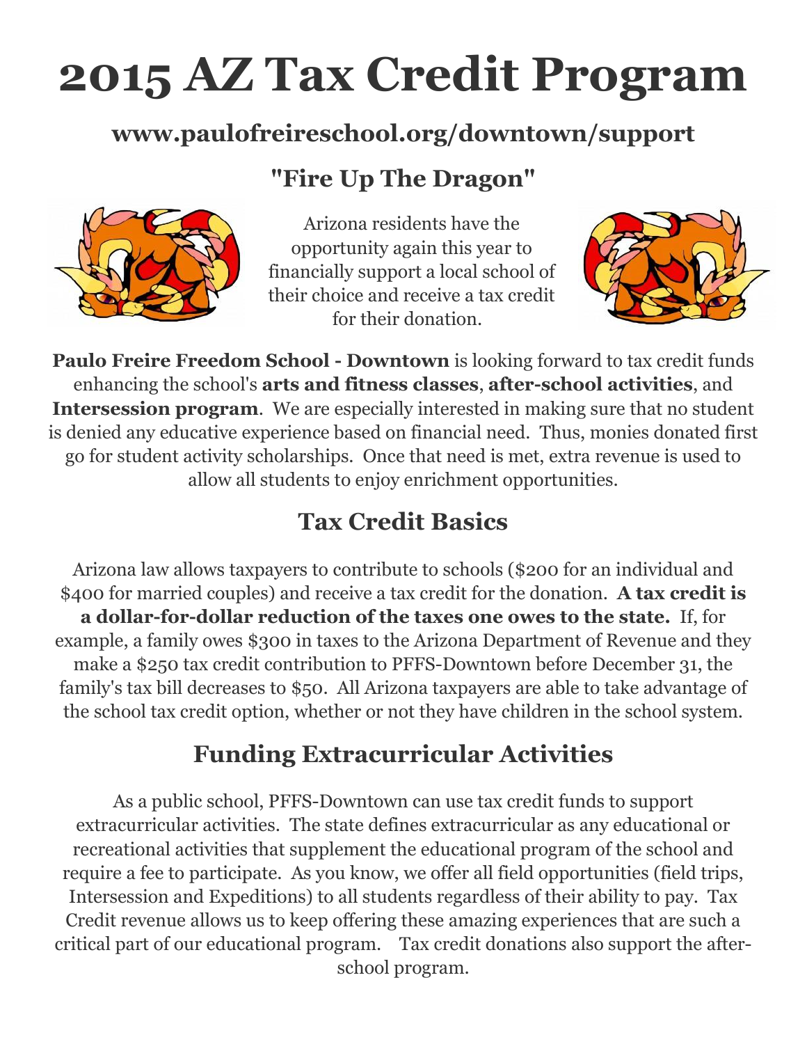# 2015 AZ Tax Credit Program

### www.paulofreireschool.org/downtown/support

### "Fire Up The Dragon"

Arizona residents have the opportunity again this year to financially support a local school of their choice and receive a tax credit for their donation.

**Paulo Freire Freedom School - Downtown** is looking forward to tax credit funds enhancing the school's **arts and fitness classes**, **after-school activities**, and **Intersession program**. We are especially interested in making sure that no student is denied any educative experience based on financial need. Thus, monies donated first go for student activity scholarships. Once that need is met, extra revenue is used to allow all students to enjoy enrichment opportunities.

## Tax Credit Basics

Arizona law allows taxpayers to contribute to schools ($200 for an individual and $400 for married couples) and receive a tax credit for the donation. **A tax credit is a dollar-for-dollar reduction of the taxes one owes to the state.** If, for example, a family owes $300 in taxes to the Arizona Department of Revenue and they make a $250 tax credit contribution to PFFS-Downtown before December 31, the family's tax bill decreases to $50. All Arizona taxpayers are able to take advantage of the school tax credit option, whether or not they have children in the school system.

## Funding Extracurricular Activities

As a public school, PFFS-Downtown can use tax credit funds to support extracurricular activities. The state defines extracurricular as any educational or recreational activities that supplement the educational program of the school and require a fee to participate. As you know, we offer all field opportunities (field trips, Intersession and Expeditions) to all students regardless of their ability to pay. Tax Credit revenue allows us to keep offering these amazing experiences that are such a critical part of our educational program. Tax credit donations also support the after-school program.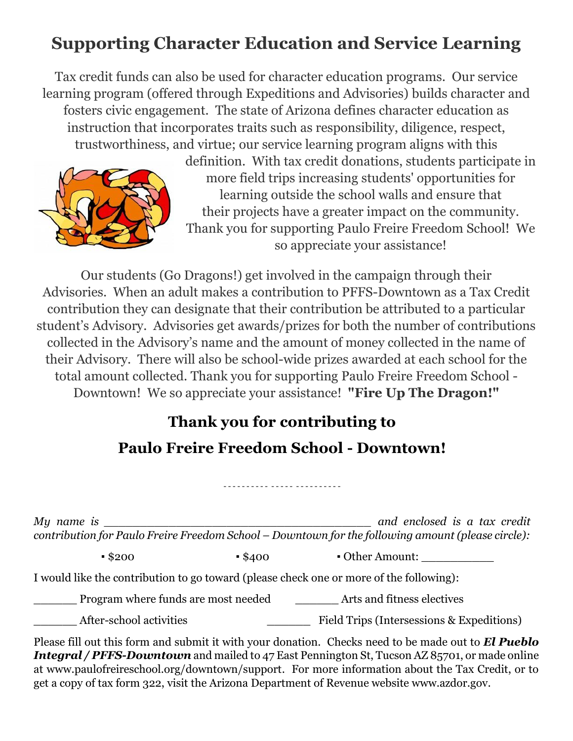# Supporting Character Education and Service Learning

Tax credit funds can also be used for character education programs. Our service learning program (offered through Expeditions and Advisories) builds character and fosters civic engagement. The state of Arizona defines character education as instruction that incorporates traits such as responsibility, diligence, respect, trustworthiness, and virtue; our service learning program aligns with this definition. With tax credit donations, students participate in more field trips increasing students' opportunities for learning outside the school walls and ensure that their projects have a greater impact on the community. Thank you for supporting Paulo Freire Freedom School! We so appreciate your assistance!

Our students (Go Dragons!) get involved in the campaign through their Advisories. When an adult makes a contribution to PFFS-Downtown as a Tax Credit contribution they can designate that their contribution be attributed to a particular student's Advisory. Advisories get awards/prizes for both the number of contributions collected in the Advisory's name and the amount of money collected in the name of their Advisory. There will also be school-wide prizes awarded at each school for the total amount collected. Thank you for supporting Paulo Freire Freedom School - Downtown! We so appreciate your assistance! **"Fire Up The Dragon!"**

## Thank you for contributing to

## Paulo Freire Freedom School - Downtown!

---------- ----- ----------

*My name is \_\_\_\_\_\_\_\_\_\_\_\_\_\_\_\_\_\_\_\_\_\_\_\_\_\_\_\_\_\_\_\_\_\_\_\_\_\_ and enclosed is a tax credit contribution for Paulo Freire Freedom School – Downtown for the following amount (please circle):*

- $200
- $400
- Other Amount: \_\_\_\_\_\_\_\_\_\_\_

I would like the contribution to go toward (please check one or more of the following):

\_\_\_\_\_\_\_ Program where funds are most needed

\_\_\_\_\_\_\_ Arts and fitness electives

\_\_\_\_\_\_\_ After-school activities

\_\_\_\_\_\_\_ Field Trips (Intersessions & Expeditions)

Please fill out this form and submit it with your donation. Checks need to be made out to ***El Pueblo Integral / PFFS-Downtown*** and mailed to 47 East Pennington St, Tucson AZ 85701, or made online at www.paulofreireschool.org/downtown/support. For more information about the Tax Credit, or to get a copy of tax form 322, visit the Arizona Department of Revenue website www.azdor.gov.